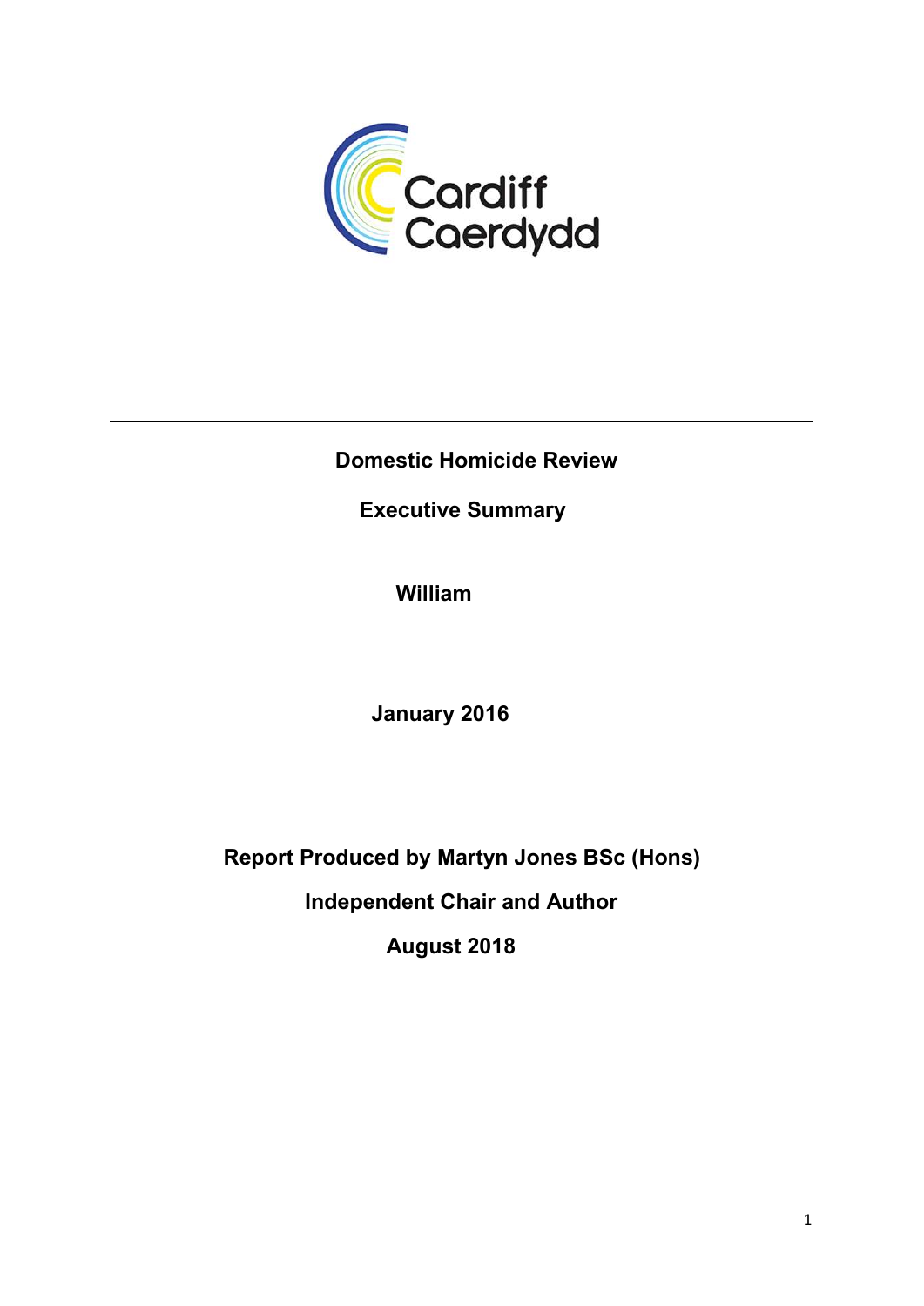Cardiff
Caerdydd

# Domestic Homicide Review

## Executive Summary

**William**

**January 2016**

**Report Produced by Martyn Jones BSc (Hons)**

**Independent Chair and Author**

**August 2018**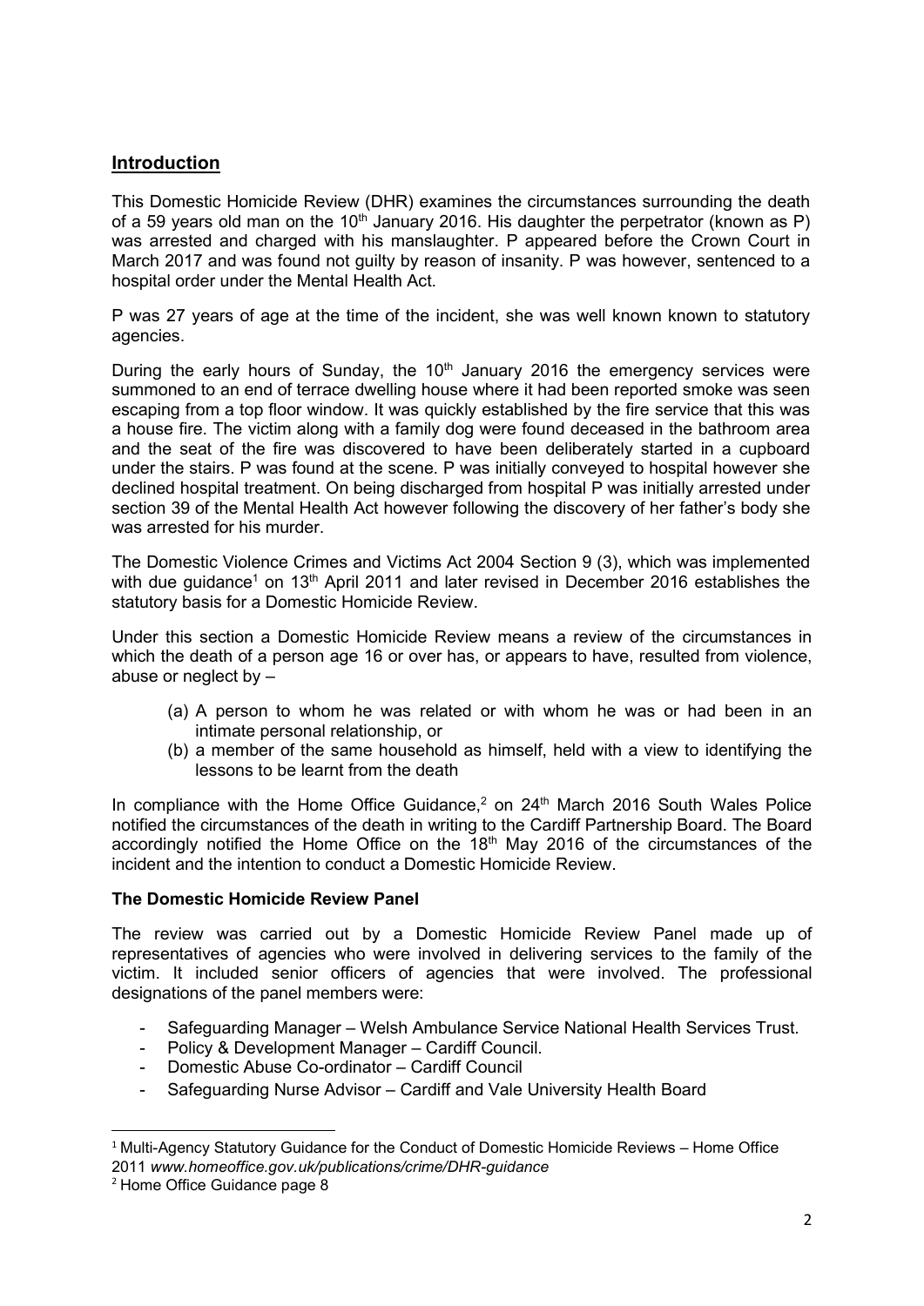## Introduction

This Domestic Homicide Review (DHR) examines the circumstances surrounding the death of a 59 years old man on the 10th January 2016. His daughter the perpetrator (known as P) was arrested and charged with his manslaughter. P appeared before the Crown Court in March 2017 and was found not guilty by reason of insanity. P was however, sentenced to a hospital order under the Mental Health Act.

P was 27 years of age at the time of the incident, she was well known known to statutory agencies.

During the early hours of Sunday, the 10th January 2016 the emergency services were summoned to an end of terrace dwelling house where it had been reported smoke was seen escaping from a top floor window. It was quickly established by the fire service that this was a house fire. The victim along with a family dog were found deceased in the bathroom area and the seat of the fire was discovered to have been deliberately started in a cupboard under the stairs. P was found at the scene. P was initially conveyed to hospital however she declined hospital treatment. On being discharged from hospital P was initially arrested under section 39 of the Mental Health Act however following the discovery of her father's body she was arrested for his murder.

The Domestic Violence Crimes and Victims Act 2004 Section 9 (3), which was implemented with due guidance[1] on 13th April 2011 and later revised in December 2016 establishes the statutory basis for a Domestic Homicide Review.

Under this section a Domestic Homicide Review means a review of the circumstances in which the death of a person age 16 or over has, or appears to have, resulted from violence, abuse or neglect by –

(a) A person to whom he was related or with whom he was or had been in an intimate personal relationship, or
(b) a member of the same household as himself, held with a view to identifying the lessons to be learnt from the death

In compliance with the Home Office Guidance,[2] on 24th March 2016 South Wales Police notified the circumstances of the death in writing to the Cardiff Partnership Board. The Board accordingly notified the Home Office on the 18th May 2016 of the circumstances of the incident and the intention to conduct a Domestic Homicide Review.

### The Domestic Homicide Review Panel

The review was carried out by a Domestic Homicide Review Panel made up of representatives of agencies who were involved in delivering services to the family of the victim. It included senior officers of agencies that were involved. The professional designations of the panel members were:

- Safeguarding Manager – Welsh Ambulance Service National Health Services Trust.
- Policy & Development Manager – Cardiff Council.
- Domestic Abuse Co-ordinator – Cardiff Council
- Safeguarding Nurse Advisor – Cardiff and Vale University Health Board

---

[1] Multi-Agency Statutory Guidance for the Conduct of Domestic Homicide Reviews – Home Office 2011 *www.homeoffice.gov.uk/publications/crime/DHR-guidance*

[2] Home Office Guidance page 8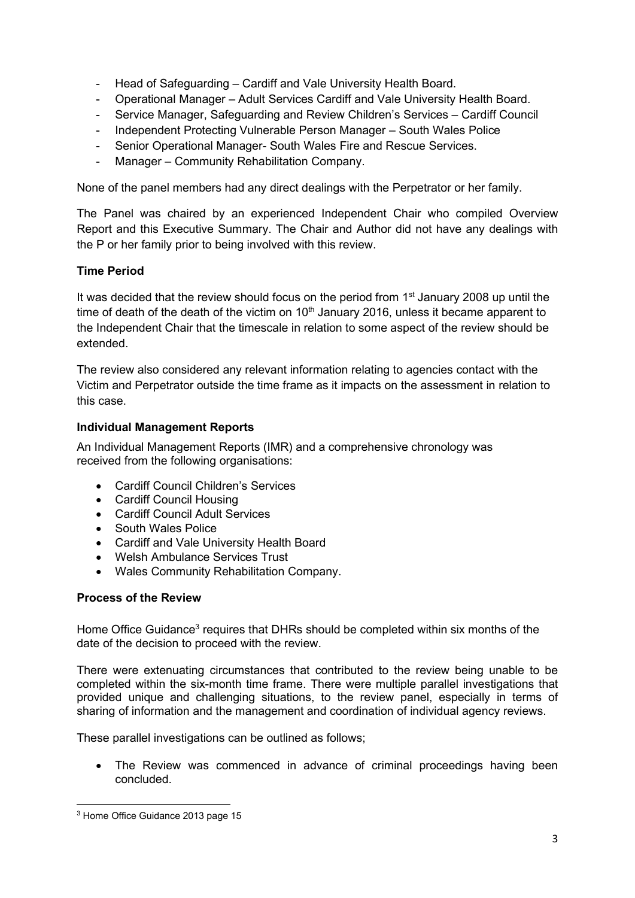- Head of Safeguarding – Cardiff and Vale University Health Board.
- Operational Manager – Adult Services Cardiff and Vale University Health Board.
- Service Manager, Safeguarding and Review Children's Services – Cardiff Council
- Independent Protecting Vulnerable Person Manager – South Wales Police
- Senior Operational Manager- South Wales Fire and Rescue Services.
- Manager – Community Rehabilitation Company.

None of the panel members had any direct dealings with the Perpetrator or her family.

The Panel was chaired by an experienced Independent Chair who compiled Overview Report and this Executive Summary. The Chair and Author did not have any dealings with the P or her family prior to being involved with this review.

**Time Period**

It was decided that the review should focus on the period from 1st January 2008 up until the time of death of the death of the victim on 10th January 2016, unless it became apparent to the Independent Chair that the timescale in relation to some aspect of the review should be extended.

The review also considered any relevant information relating to agencies contact with the Victim and Perpetrator outside the time frame as it impacts on the assessment in relation to this case.

**Individual Management Reports**

An Individual Management Reports (IMR) and a comprehensive chronology was received from the following organisations:

- Cardiff Council Children's Services
- Cardiff Council Housing
- Cardiff Council Adult Services
- South Wales Police
- Cardiff and Vale University Health Board
- Welsh Ambulance Services Trust
- Wales Community Rehabilitation Company.

**Process of the Review**

Home Office Guidance[3] requires that DHRs should be completed within six months of the date of the decision to proceed with the review.

There were extenuating circumstances that contributed to the review being unable to be completed within the six-month time frame. There were multiple parallel investigations that provided unique and challenging situations, to the review panel, especially in terms of sharing of information and the management and coordination of individual agency reviews.

These parallel investigations can be outlined as follows;

- The Review was commenced in advance of criminal proceedings having been concluded.

[3] Home Office Guidance 2013 page 15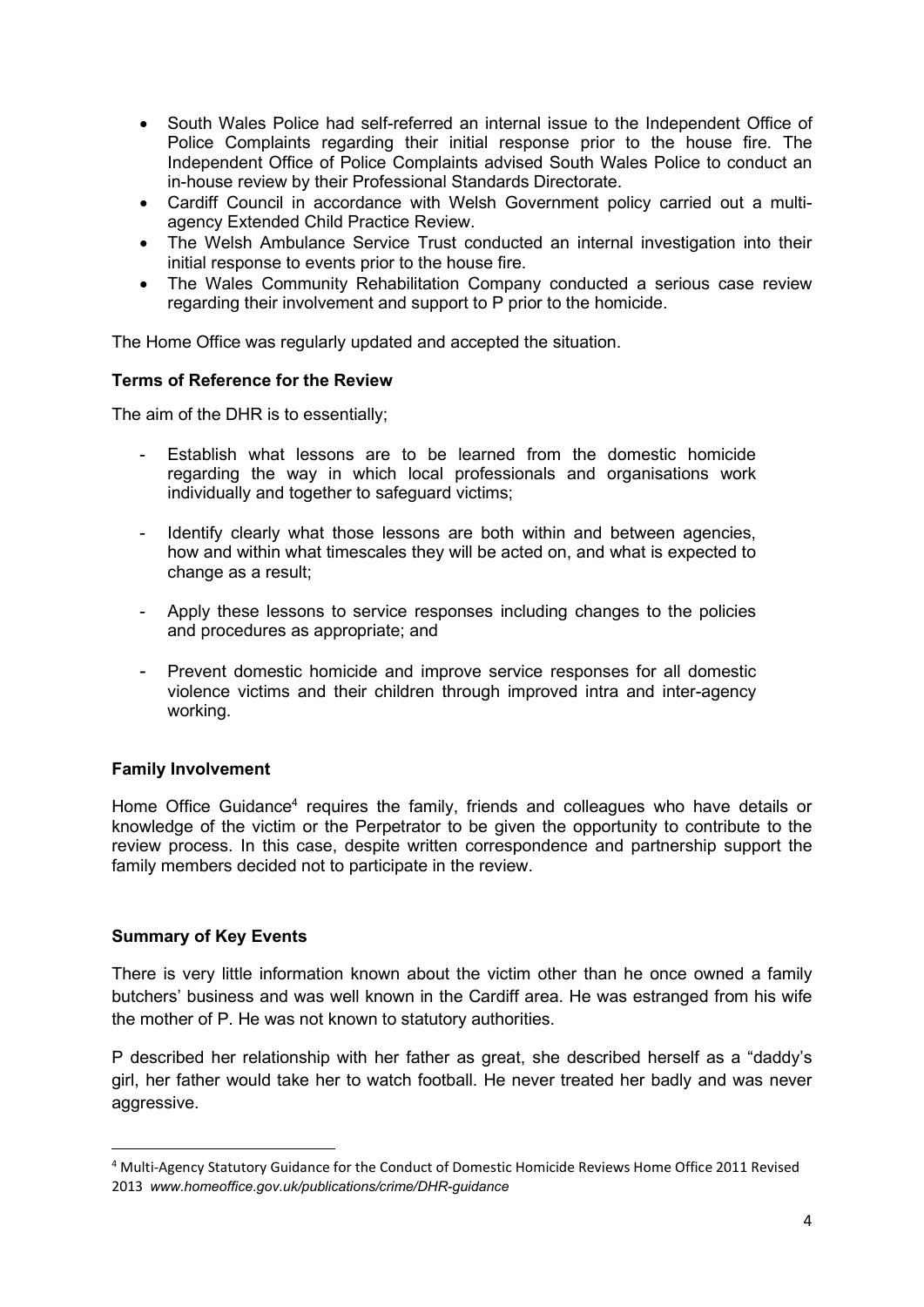- South Wales Police had self-referred an internal issue to the Independent Office of Police Complaints regarding their initial response prior to the house fire. The Independent Office of Police Complaints advised South Wales Police to conduct an in-house review by their Professional Standards Directorate.
- Cardiff Council in accordance with Welsh Government policy carried out a multi-agency Extended Child Practice Review.
- The Welsh Ambulance Service Trust conducted an internal investigation into their initial response to events prior to the house fire.
- The Wales Community Rehabilitation Company conducted a serious case review regarding their involvement and support to P prior to the homicide.

The Home Office was regularly updated and accepted the situation.

**Terms of Reference for the Review**

The aim of the DHR is to essentially;

- Establish what lessons are to be learned from the domestic homicide regarding the way in which local professionals and organisations work individually and together to safeguard victims;
- Identify clearly what those lessons are both within and between agencies, how and within what timescales they will be acted on, and what is expected to change as a result;
- Apply these lessons to service responses including changes to the policies and procedures as appropriate; and
- Prevent domestic homicide and improve service responses for all domestic violence victims and their children through improved intra and inter-agency working.

**Family Involvement**

Home Office Guidance[4] requires the family, friends and colleagues who have details or knowledge of the victim or the Perpetrator to be given the opportunity to contribute to the review process. In this case, despite written correspondence and partnership support the family members decided not to participate in the review.

**Summary of Key Events**

There is very little information known about the victim other than he once owned a family butchers' business and was well known in the Cardiff area. He was estranged from his wife the mother of P. He was not known to statutory authorities.

P described her relationship with her father as great, she described herself as a "daddy's girl, her father would take her to watch football. He never treated her badly and was never aggressive.

[4] Multi-Agency Statutory Guidance for the Conduct of Domestic Homicide Reviews Home Office 2011 Revised 2013 *www.homeoffice.gov.uk/publications/crime/DHR-guidance*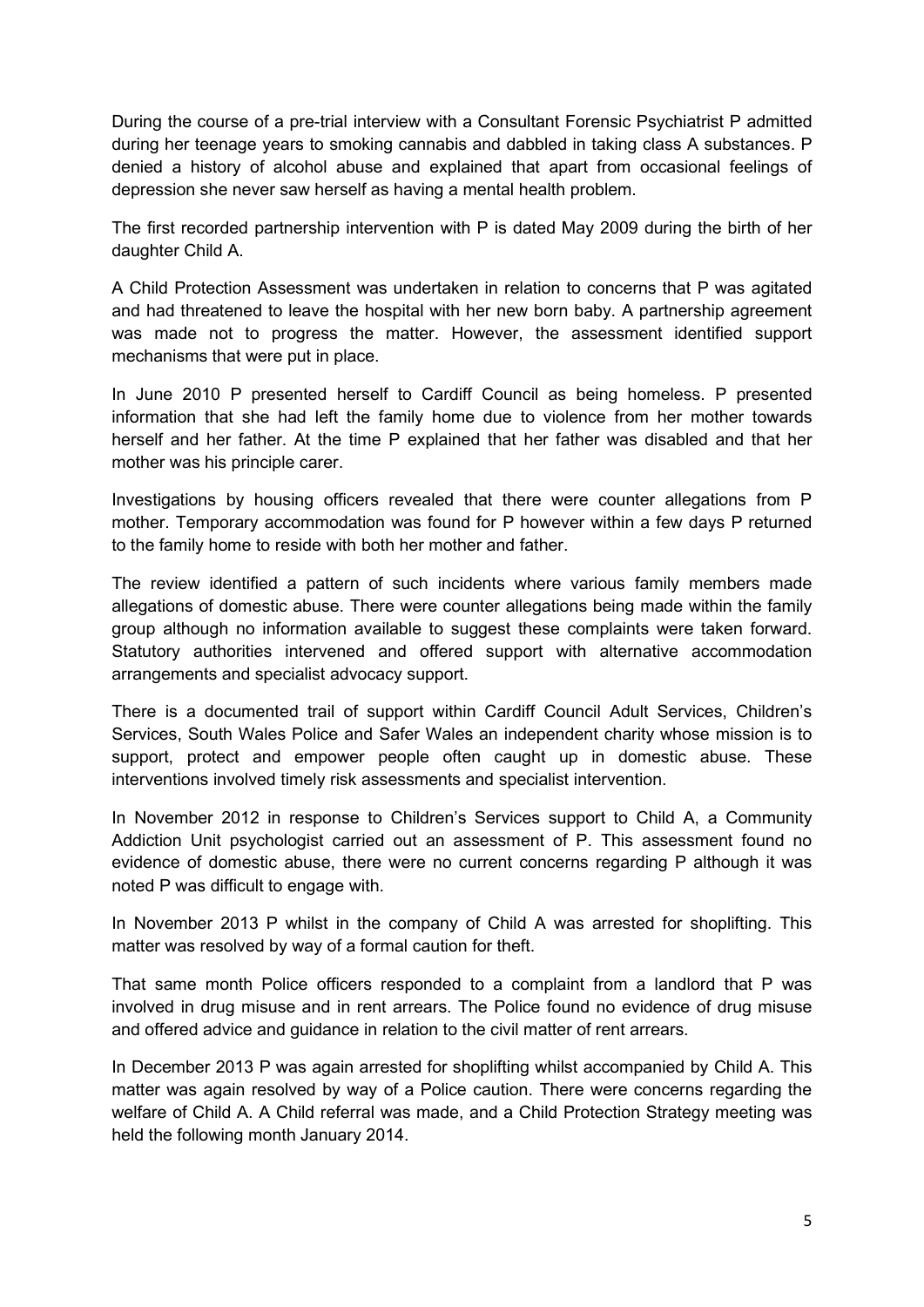During the course of a pre-trial interview with a Consultant Forensic Psychiatrist P admitted during her teenage years to smoking cannabis and dabbled in taking class A substances. P denied a history of alcohol abuse and explained that apart from occasional feelings of depression she never saw herself as having a mental health problem.

The first recorded partnership intervention with P is dated May 2009 during the birth of her daughter Child A.

A Child Protection Assessment was undertaken in relation to concerns that P was agitated and had threatened to leave the hospital with her new born baby. A partnership agreement was made not to progress the matter. However, the assessment identified support mechanisms that were put in place.

In June 2010 P presented herself to Cardiff Council as being homeless. P presented information that she had left the family home due to violence from her mother towards herself and her father. At the time P explained that her father was disabled and that her mother was his principle carer.

Investigations by housing officers revealed that there were counter allegations from P mother. Temporary accommodation was found for P however within a few days P returned to the family home to reside with both her mother and father.

The review identified a pattern of such incidents where various family members made allegations of domestic abuse. There were counter allegations being made within the family group although no information available to suggest these complaints were taken forward. Statutory authorities intervened and offered support with alternative accommodation arrangements and specialist advocacy support.

There is a documented trail of support within Cardiff Council Adult Services, Children's Services, South Wales Police and Safer Wales an independent charity whose mission is to support, protect and empower people often caught up in domestic abuse. These interventions involved timely risk assessments and specialist intervention.

In November 2012 in response to Children's Services support to Child A, a Community Addiction Unit psychologist carried out an assessment of P. This assessment found no evidence of domestic abuse, there were no current concerns regarding P although it was noted P was difficult to engage with.

In November 2013 P whilst in the company of Child A was arrested for shoplifting. This matter was resolved by way of a formal caution for theft.

That same month Police officers responded to a complaint from a landlord that P was involved in drug misuse and in rent arrears. The Police found no evidence of drug misuse and offered advice and guidance in relation to the civil matter of rent arrears.

In December 2013 P was again arrested for shoplifting whilst accompanied by Child A. This matter was again resolved by way of a Police caution. There were concerns regarding the welfare of Child A. A Child referral was made, and a Child Protection Strategy meeting was held the following month January 2014.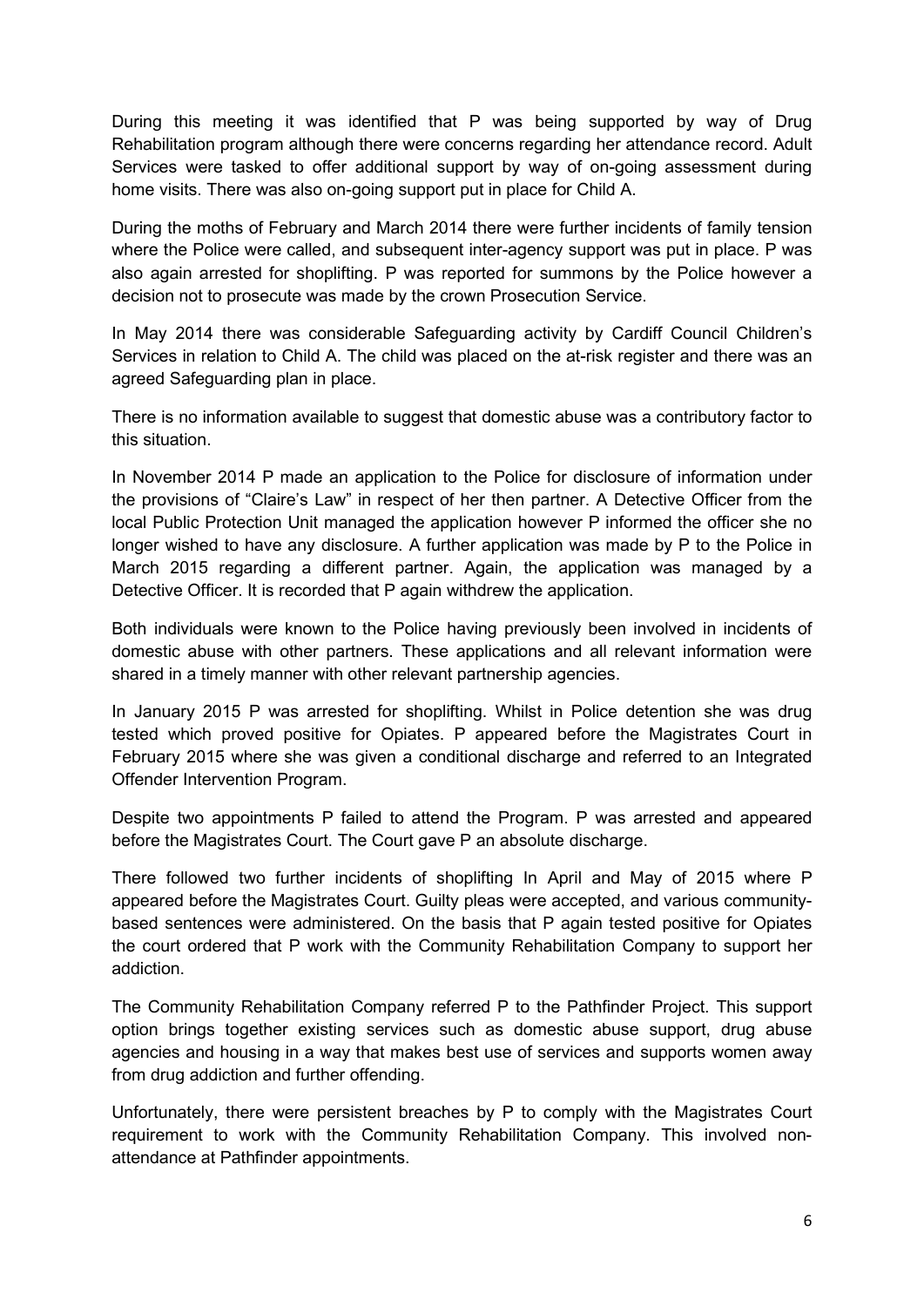During this meeting it was identified that P was being supported by way of Drug Rehabilitation program although there were concerns regarding her attendance record. Adult Services were tasked to offer additional support by way of on-going assessment during home visits. There was also on-going support put in place for Child A.

During the moths of February and March 2014 there were further incidents of family tension where the Police were called, and subsequent inter-agency support was put in place. P was also again arrested for shoplifting. P was reported for summons by the Police however a decision not to prosecute was made by the crown Prosecution Service.

In May 2014 there was considerable Safeguarding activity by Cardiff Council Children's Services in relation to Child A. The child was placed on the at-risk register and there was an agreed Safeguarding plan in place.

There is no information available to suggest that domestic abuse was a contributory factor to this situation.

In November 2014 P made an application to the Police for disclosure of information under the provisions of "Claire's Law" in respect of her then partner. A Detective Officer from the local Public Protection Unit managed the application however P informed the officer she no longer wished to have any disclosure. A further application was made by P to the Police in March 2015 regarding a different partner. Again, the application was managed by a Detective Officer. It is recorded that P again withdrew the application.

Both individuals were known to the Police having previously been involved in incidents of domestic abuse with other partners. These applications and all relevant information were shared in a timely manner with other relevant partnership agencies.

In January 2015 P was arrested for shoplifting. Whilst in Police detention she was drug tested which proved positive for Opiates. P appeared before the Magistrates Court in February 2015 where she was given a conditional discharge and referred to an Integrated Offender Intervention Program.

Despite two appointments P failed to attend the Program. P was arrested and appeared before the Magistrates Court. The Court gave P an absolute discharge.

There followed two further incidents of shoplifting In April and May of 2015 where P appeared before the Magistrates Court. Guilty pleas were accepted, and various community-based sentences were administered. On the basis that P again tested positive for Opiates the court ordered that P work with the Community Rehabilitation Company to support her addiction.

The Community Rehabilitation Company referred P to the Pathfinder Project. This support option brings together existing services such as domestic abuse support, drug abuse agencies and housing in a way that makes best use of services and supports women away from drug addiction and further offending.

Unfortunately, there were persistent breaches by P to comply with the Magistrates Court requirement to work with the Community Rehabilitation Company. This involved non-attendance at Pathfinder appointments.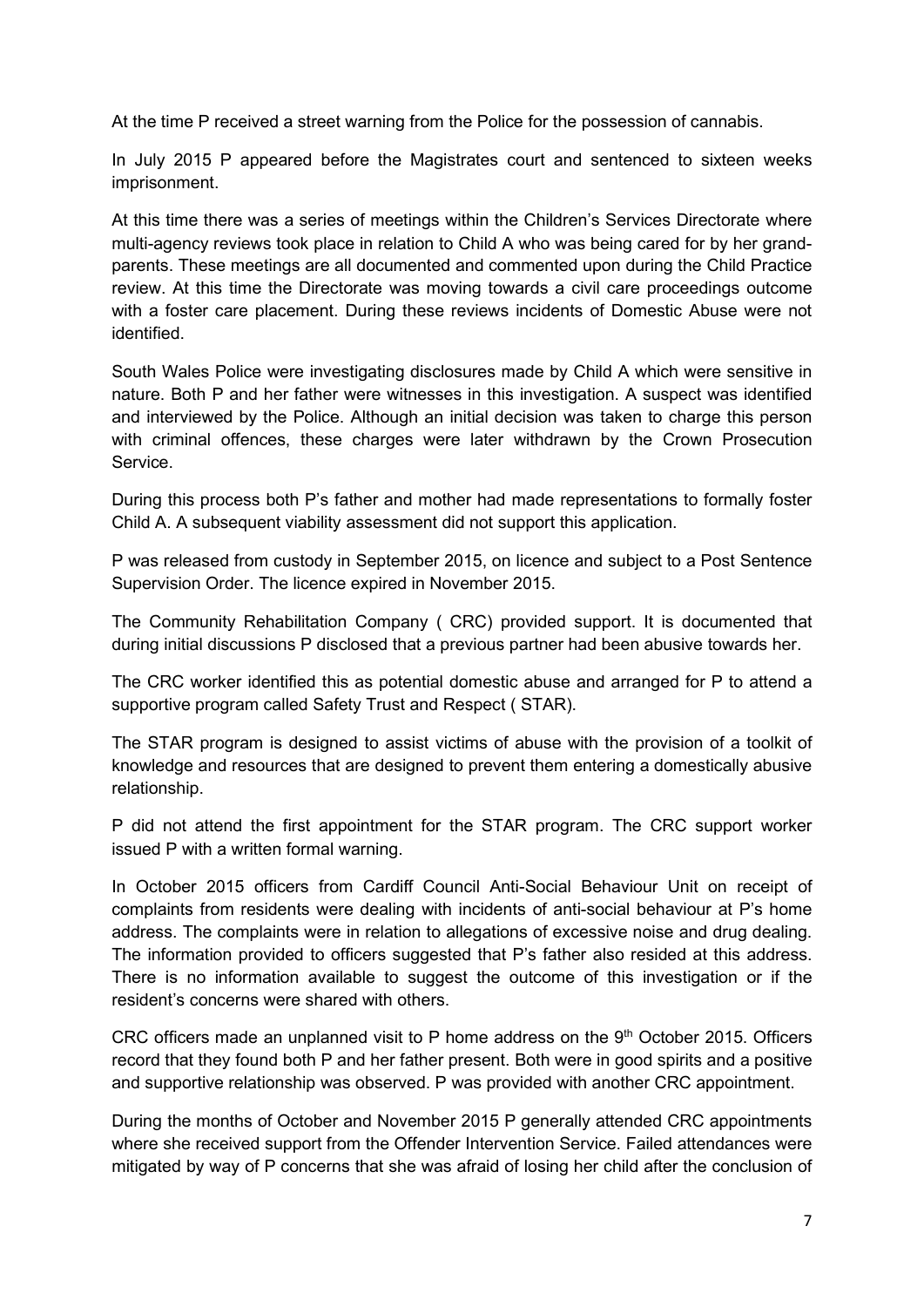At the time P received a street warning from the Police for the possession of cannabis.

In July 2015 P appeared before the Magistrates court and sentenced to sixteen weeks imprisonment.

At this time there was a series of meetings within the Children's Services Directorate where multi-agency reviews took place in relation to Child A who was being cared for by her grand-parents. These meetings are all documented and commented upon during the Child Practice review. At this time the Directorate was moving towards a civil care proceedings outcome with a foster care placement. During these reviews incidents of Domestic Abuse were not identified.

South Wales Police were investigating disclosures made by Child A which were sensitive in nature. Both P and her father were witnesses in this investigation. A suspect was identified and interviewed by the Police. Although an initial decision was taken to charge this person with criminal offences, these charges were later withdrawn by the Crown Prosecution Service.

During this process both P's father and mother had made representations to formally foster Child A. A subsequent viability assessment did not support this application.

P was released from custody in September 2015, on licence and subject to a Post Sentence Supervision Order. The licence expired in November 2015.

The Community Rehabilitation Company ( CRC) provided support. It is documented that during initial discussions P disclosed that a previous partner had been abusive towards her.

The CRC worker identified this as potential domestic abuse and arranged for P to attend a supportive program called Safety Trust and Respect ( STAR).

The STAR program is designed to assist victims of abuse with the provision of a toolkit of knowledge and resources that are designed to prevent them entering a domestically abusive relationship.

P did not attend the first appointment for the STAR program. The CRC support worker issued P with a written formal warning.

In October 2015 officers from Cardiff Council Anti-Social Behaviour Unit on receipt of complaints from residents were dealing with incidents of anti-social behaviour at P's home address. The complaints were in relation to allegations of excessive noise and drug dealing. The information provided to officers suggested that P's father also resided at this address. There is no information available to suggest the outcome of this investigation or if the resident's concerns were shared with others.

CRC officers made an unplanned visit to P home address on the 9th October 2015. Officers record that they found both P and her father present. Both were in good spirits and a positive and supportive relationship was observed. P was provided with another CRC appointment.

During the months of October and November 2015 P generally attended CRC appointments where she received support from the Offender Intervention Service. Failed attendances were mitigated by way of P concerns that she was afraid of losing her child after the conclusion of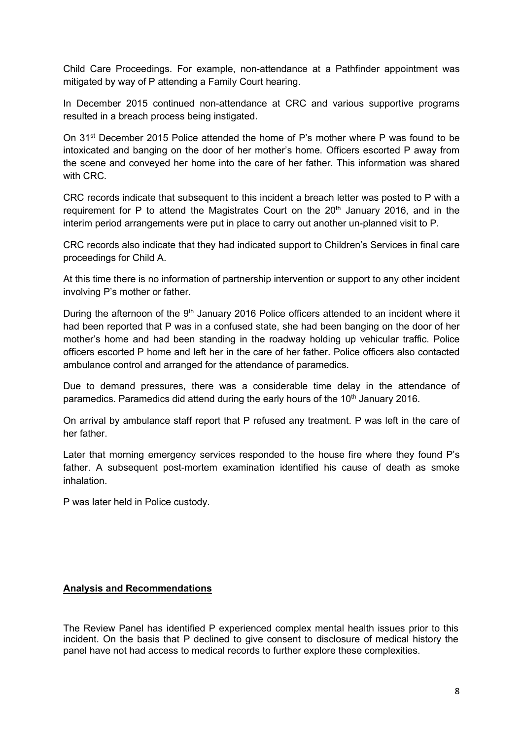Child Care Proceedings. For example, non-attendance at a Pathfinder appointment was mitigated by way of P attending a Family Court hearing.

In December 2015 continued non-attendance at CRC and various supportive programs resulted in a breach process being instigated.

On 31st December 2015 Police attended the home of P's mother where P was found to be intoxicated and banging on the door of her mother's home. Officers escorted P away from the scene and conveyed her home into the care of her father. This information was shared with CRC.

CRC records indicate that subsequent to this incident a breach letter was posted to P with a requirement for P to attend the Magistrates Court on the 20th January 2016, and in the interim period arrangements were put in place to carry out another un-planned visit to P.

CRC records also indicate that they had indicated support to Children's Services in final care proceedings for Child A.

At this time there is no information of partnership intervention or support to any other incident involving P's mother or father.

During the afternoon of the 9th January 2016 Police officers attended to an incident where it had been reported that P was in a confused state, she had been banging on the door of her mother's home and had been standing in the roadway holding up vehicular traffic. Police officers escorted P home and left her in the care of her father. Police officers also contacted ambulance control and arranged for the attendance of paramedics.

Due to demand pressures, there was a considerable time delay in the attendance of paramedics. Paramedics did attend during the early hours of the 10th January 2016.

On arrival by ambulance staff report that P refused any treatment. P was left in the care of her father.

Later that morning emergency services responded to the house fire where they found P's father. A subsequent post-mortem examination identified his cause of death as smoke inhalation.

P was later held in Police custody.

## **Analysis and Recommendations**

The Review Panel has identified P experienced complex mental health issues prior to this incident. On the basis that P declined to give consent to disclosure of medical history the panel have not had access to medical records to further explore these complexities.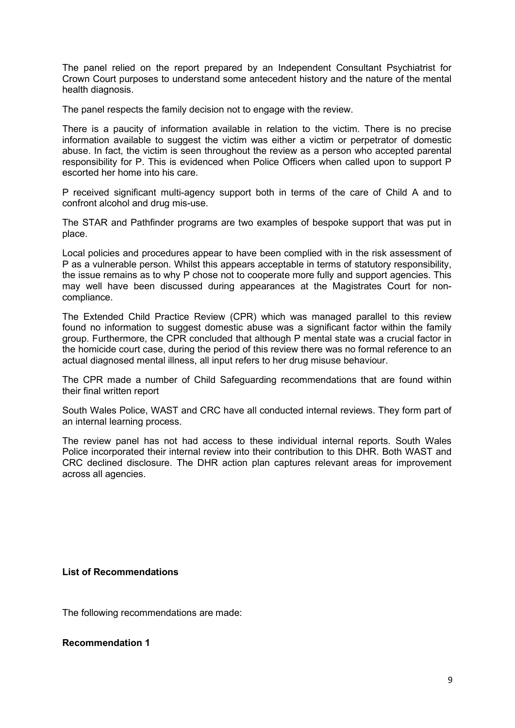The panel relied on the report prepared by an Independent Consultant Psychiatrist for Crown Court purposes to understand some antecedent history and the nature of the mental health diagnosis.

The panel respects the family decision not to engage with the review.

There is a paucity of information available in relation to the victim. There is no precise information available to suggest the victim was either a victim or perpetrator of domestic abuse. In fact, the victim is seen throughout the review as a person who accepted parental responsibility for P. This is evidenced when Police Officers when called upon to support P escorted her home into his care.

P received significant multi-agency support both in terms of the care of Child A and to confront alcohol and drug mis-use.

The STAR and Pathfinder programs are two examples of bespoke support that was put in place.

Local policies and procedures appear to have been complied with in the risk assessment of P as a vulnerable person. Whilst this appears acceptable in terms of statutory responsibility, the issue remains as to why P chose not to cooperate more fully and support agencies. This may well have been discussed during appearances at the Magistrates Court for non-compliance.

The Extended Child Practice Review (CPR) which was managed parallel to this review found no information to suggest domestic abuse was a significant factor within the family group. Furthermore, the CPR concluded that although P mental state was a crucial factor in the homicide court case, during the period of this review there was no formal reference to an actual diagnosed mental illness, all input refers to her drug misuse behaviour.

The CPR made a number of Child Safeguarding recommendations that are found within their final written report

South Wales Police, WAST and CRC have all conducted internal reviews. They form part of an internal learning process.

The review panel has not had access to these individual internal reports. South Wales Police incorporated their internal review into their contribution to this DHR. Both WAST and CRC declined disclosure. The DHR action plan captures relevant areas for improvement across all agencies.

**List of Recommendations**

The following recommendations are made:

**Recommendation 1**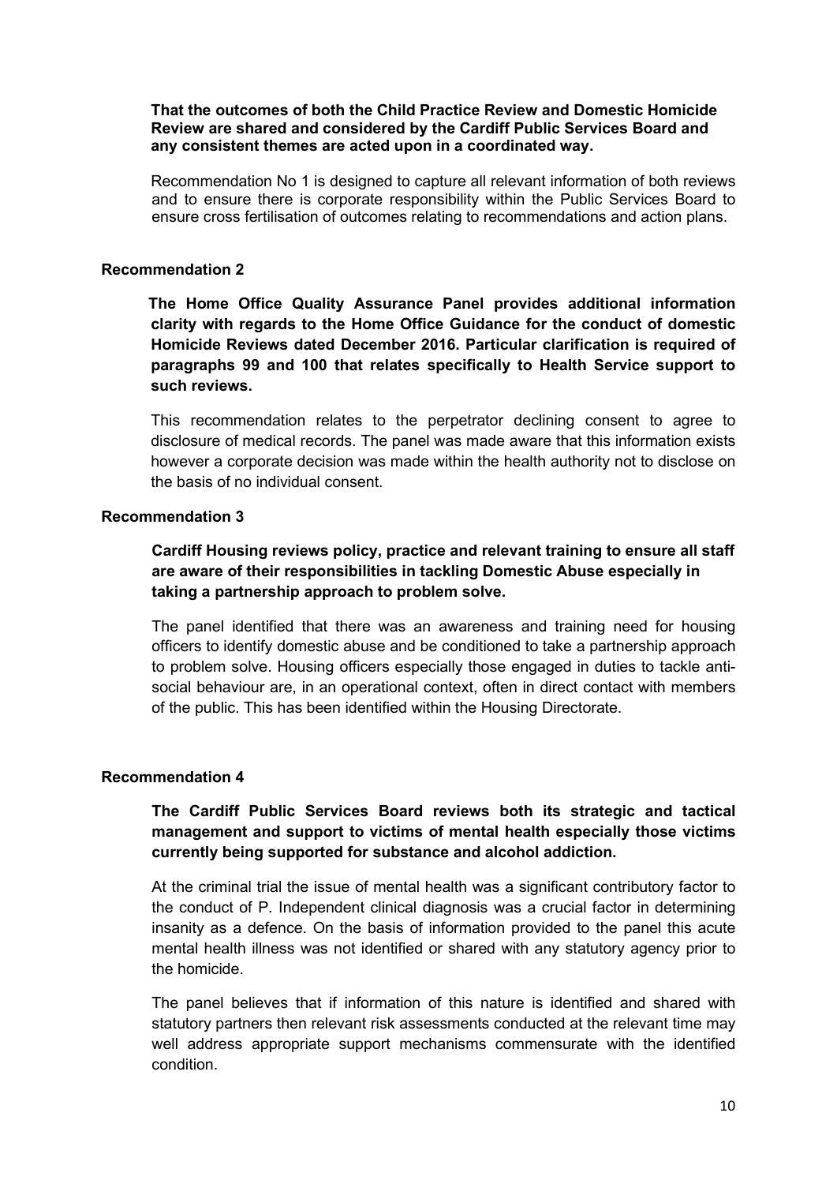**That the outcomes of both the Child Practice Review and Domestic Homicide Review are shared and considered by the Cardiff Public Services Board and any consistent themes are acted upon in a coordinated way.**

Recommendation No 1 is designed to capture all relevant information of both reviews and to ensure there is corporate responsibility within the Public Services Board to ensure cross fertilisation of outcomes relating to recommendations and action plans.

### Recommendation 2

**The Home Office Quality Assurance Panel provides additional information clarity with regards to the Home Office Guidance for the conduct of domestic Homicide Reviews dated December 2016. Particular clarification is required of paragraphs 99 and 100 that relates specifically to Health Service support to such reviews.**

This recommendation relates to the perpetrator declining consent to agree to disclosure of medical records. The panel was made aware that this information exists however a corporate decision was made within the health authority not to disclose on the basis of no individual consent.

### Recommendation 3

**Cardiff Housing reviews policy, practice and relevant training to ensure all staff are aware of their responsibilities in tackling Domestic Abuse especially in taking a partnership approach to problem solve.**

The panel identified that there was an awareness and training need for housing officers to identify domestic abuse and be conditioned to take a partnership approach to problem solve. Housing officers especially those engaged in duties to tackle anti-social behaviour are, in an operational context, often in direct contact with members of the public. This has been identified within the Housing Directorate.

### Recommendation 4

**The Cardiff Public Services Board reviews both its strategic and tactical management and support to victims of mental health especially those victims currently being supported for substance and alcohol addiction.**

At the criminal trial the issue of mental health was a significant contributory factor to the conduct of P. Independent clinical diagnosis was a crucial factor in determining insanity as a defence. On the basis of information provided to the panel this acute mental health illness was not identified or shared with any statutory agency prior to the homicide.

The panel believes that if information of this nature is identified and shared with statutory partners then relevant risk assessments conducted at the relevant time may well address appropriate support mechanisms commensurate with the identified condition.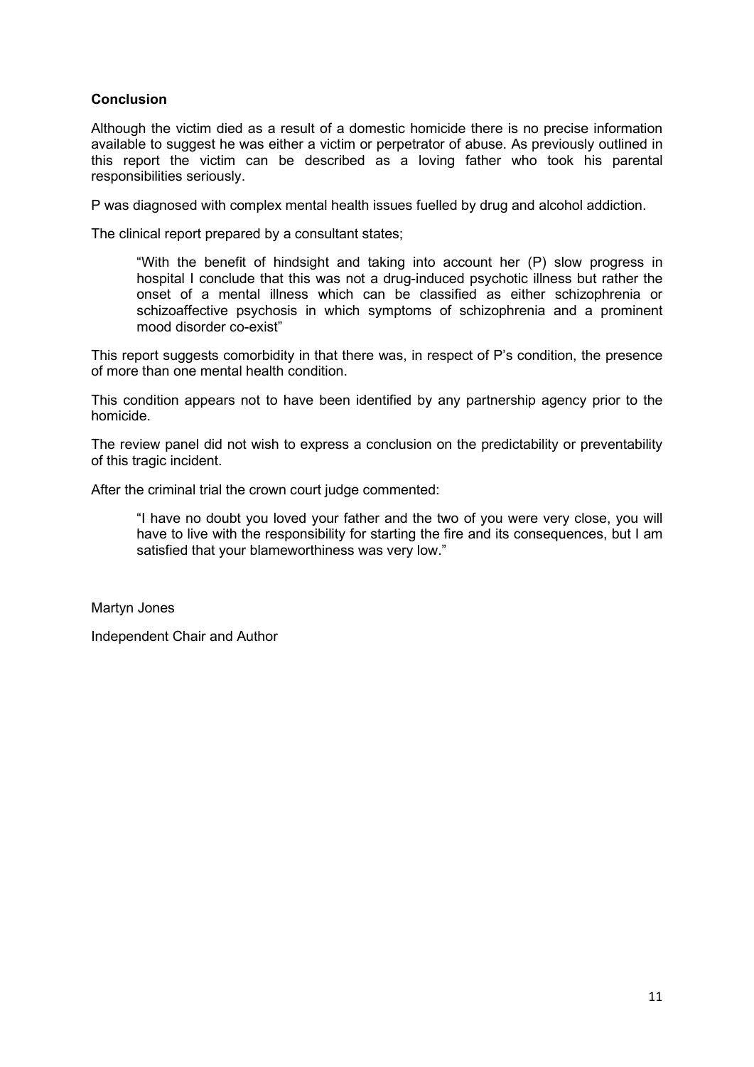## Conclusion

Although the victim died as a result of a domestic homicide there is no precise information available to suggest he was either a victim or perpetrator of abuse. As previously outlined in this report the victim can be described as a loving father who took his parental responsibilities seriously.

P was diagnosed with complex mental health issues fuelled by drug and alcohol addiction.

The clinical report prepared by a consultant states;

> "With the benefit of hindsight and taking into account her (P) slow progress in hospital I conclude that this was not a drug-induced psychotic illness but rather the onset of a mental illness which can be classified as either schizophrenia or schizoaffective psychosis in which symptoms of schizophrenia and a prominent mood disorder co-exist"

This report suggests comorbidity in that there was, in respect of P's condition, the presence of more than one mental health condition.

This condition appears not to have been identified by any partnership agency prior to the homicide.

The review panel did not wish to express a conclusion on the predictability or preventability of this tragic incident.

After the criminal trial the crown court judge commented:

> "I have no doubt you loved your father and the two of you were very close, you will have to live with the responsibility for starting the fire and its consequences, but I am satisfied that your blameworthiness was very low."

Martyn Jones

Independent Chair and Author